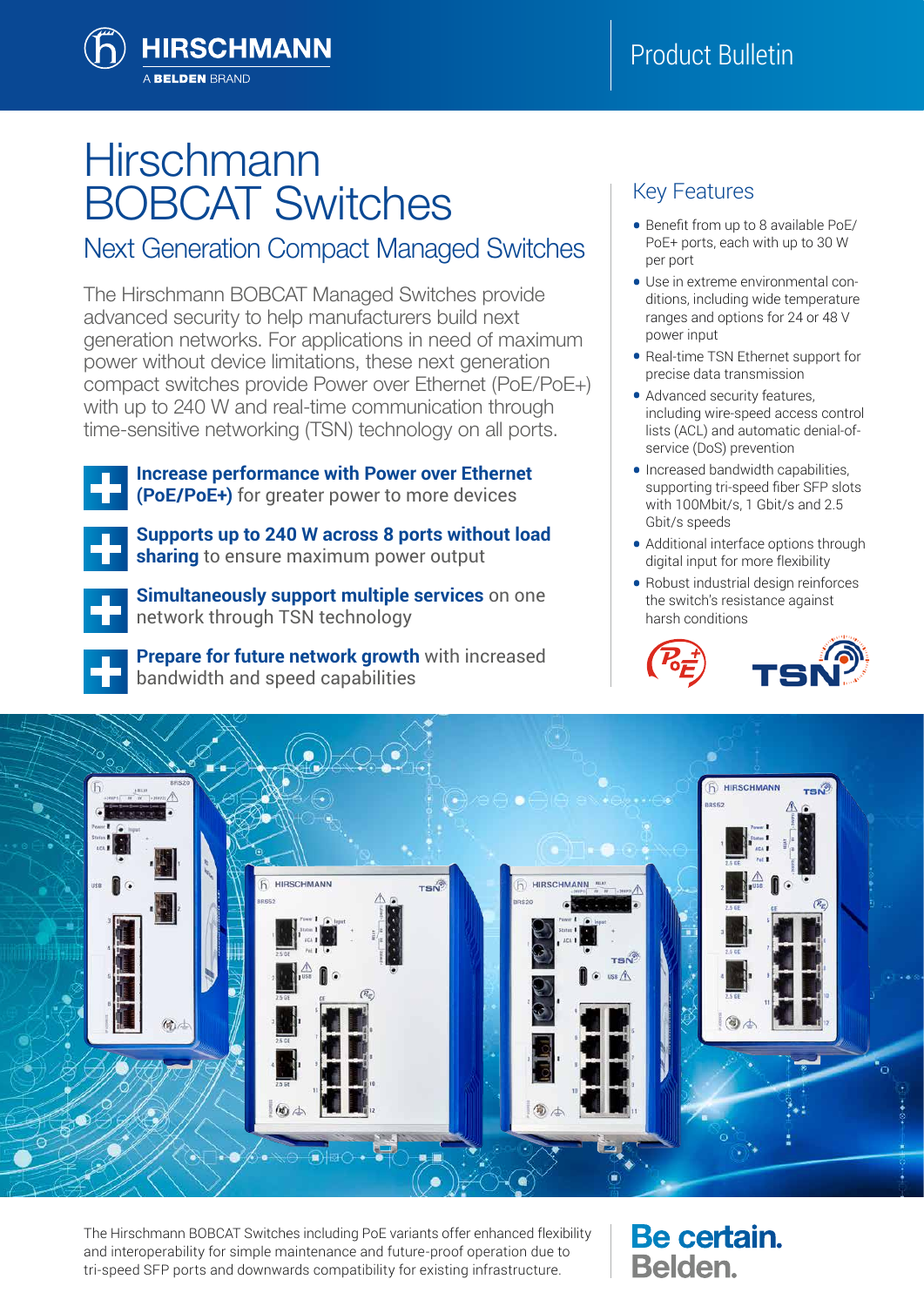HIRSCHMANN
A BELDEN BRAND

Product Bulletin

# Hirschmann BOBCAT Switches

## Next Generation Compact Managed Switches

The Hirschmann BOBCAT Managed Switches provide advanced security to help manufacturers build next generation networks. For applications in need of maximum power without device limitations, these next generation compact switches provide Power over Ethernet (PoE/PoE+) with up to 240 W and real-time communication through time-sensitive networking (TSN) technology on all ports.

- **Increase performance with Power over Ethernet (PoE/PoE+)** for greater power to more devices
- **Supports up to 240 W across 8 ports without load sharing** to ensure maximum power output
- **Simultaneously support multiple services** on one network through TSN technology
- **Prepare for future network growth** with increased bandwidth and speed capabilities

## Key Features

- Benefit from up to 8 available PoE/ PoE+ ports, each with up to 30 W per port
- Use in extreme environmental conditions, including wide temperature ranges and options for 24 or 48 V power input
- Real-time TSN Ethernet support for precise data transmission
- Advanced security features, including wire-speed access control lists (ACL) and automatic denial-of-service (DoS) prevention
- Increased bandwidth capabilities, supporting tri-speed fiber SFP slots with 100Mbit/s, 1 Gbit/s and 2.5 Gbit/s speeds
- Additional interface options through digital input for more flexibility
- Robust industrial design reinforces the switch's resistance against harsh conditions

The Hirschmann BOBCAT Switches including PoE variants offer enhanced flexibility and interoperability for simple maintenance and future-proof operation due to tri-speed SFP ports and downwards compatibility for existing infrastructure.

**Be certain. Belden.**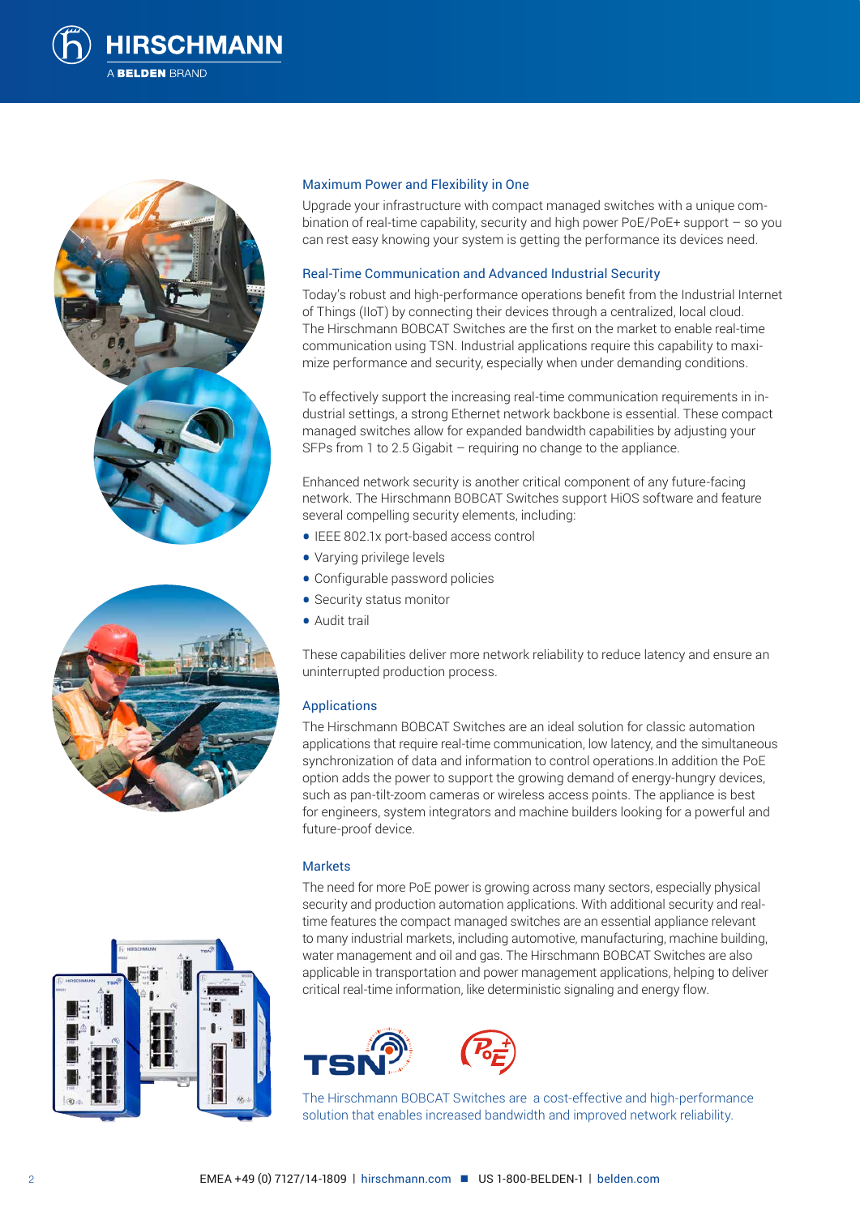## Maximum Power and Flexibility in One

Upgrade your infrastructure with compact managed switches with a unique combination of real-time capability, security and high power PoE/PoE+ support – so you can rest easy knowing your system is getting the performance its devices need.

## Real-Time Communication and Advanced Industrial Security

Today's robust and high-performance operations benefit from the Industrial Internet of Things (IIoT) by connecting their devices through a centralized, local cloud. The Hirschmann BOBCAT Switches are the first on the market to enable real-time communication using TSN. Industrial applications require this capability to maximize performance and security, especially when under demanding conditions.

To effectively support the increasing real-time communication requirements in industrial settings, a strong Ethernet network backbone is essential. These compact managed switches allow for expanded bandwidth capabilities by adjusting your SFPs from 1 to 2.5 Gigabit – requiring no change to the appliance.

Enhanced network security is another critical component of any future-facing network. The Hirschmann BOBCAT Switches support HiOS software and feature several compelling security elements, including:

- IEEE 802.1x port-based access control
- Varying privilege levels
- Configurable password policies
- Security status monitor
- Audit trail

These capabilities deliver more network reliability to reduce latency and ensure an uninterrupted production process.

## Applications

The Hirschmann BOBCAT Switches are an ideal solution for classic automation applications that require real-time communication, low latency, and the simultaneous synchronization of data and information to control operations.In addition the PoE option adds the power to support the growing demand of energy-hungry devices, such as pan-tilt-zoom cameras or wireless access points. The appliance is best for engineers, system integrators and machine builders looking for a powerful and future-proof device.

## Markets

The need for more PoE power is growing across many sectors, especially physical security and production automation applications. With additional security and real-time features the compact managed switches are an essential appliance relevant to many industrial markets, including automotive, manufacturing, machine building, water management and oil and gas. The Hirschmann BOBCAT Switches are also applicable in transportation and power management applications, helping to deliver critical real-time information, like deterministic signaling and energy flow.

The Hirschmann BOBCAT Switches are a cost-effective and high-performance solution that enables increased bandwidth and improved network reliability.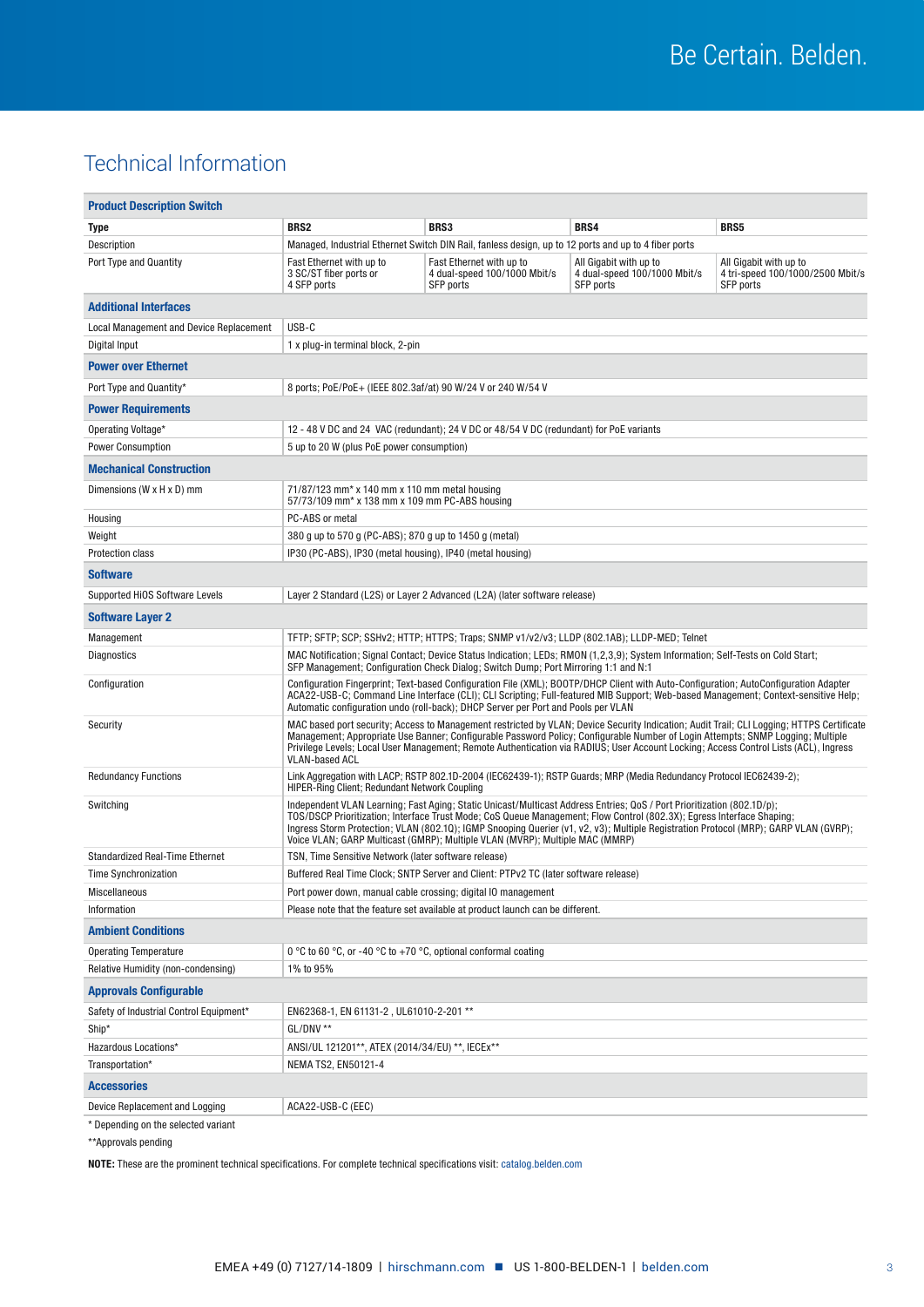# Technical Information

| **Product Description Switch** | | | | |
|---|---|---|---|---|
| **Type** | **BRS2** | **BRS3** | **BRS4** | **BRS5** |
| Description | Managed, Industrial Ethernet Switch DIN Rail, fanless design, up to 12 ports and up to 4 fiber ports | | | |
| Port Type and Quantity | Fast Ethernet with up to 3 SC/ST fiber ports or 4 SFP ports | Fast Ethernet with up to 4 dual-speed 100/1000 Mbit/s SFP ports | All Gigabit with up to 4 dual-speed 100/1000 Mbit/s SFP ports | All Gigabit with up to 4 tri-speed 100/1000/2500 Mbit/s SFP ports |
| **Additional Interfaces** | | | | |
| Local Management and Device Replacement | USB-C | | | |
| Digital Input | 1 x plug-in terminal block, 2-pin | | | |
| **Power over Ethernet** | | | | |
| Port Type and Quantity* | 8 ports; PoE/PoE+ (IEEE 802.3af/at) 90 W/24 V or 240 W/54 V | | | |
| **Power Requirements** | | | | |
| Operating Voltage* | 12 - 48 V DC and 24 VAC (redundant); 24 V DC or 48/54 V DC (redundant) for PoE variants | | | |
| Power Consumption | 5 up to 20 W (plus PoE power consumption) | | | |
| **Mechanical Construction** | | | | |
| Dimensions (W x H x D) mm | 71/87/123 mm* x 140 mm x 110 mm metal housing<br>57/73/109 mm* x 138 mm x 109 mm PC-ABS housing | | | |
| Housing | PC-ABS or metal | | | |
| Weight | 380 g up to 570 g (PC-ABS); 870 g up to 1450 g (metal) | | | |
| Protection class | IP30 (PC-ABS), IP30 (metal housing), IP40 (metal housing) | | | |
| **Software** | | | | |
| Supported HiOS Software Levels | Layer 2 Standard (L2S) or Layer 2 Advanced (L2A) (later software release) | | | |
| **Software Layer 2** | | | | |
| Management | TFTP; SFTP; SCP; SSHv2; HTTP; HTTPS; Traps; SNMP v1/v2/v3; LLDP (802.1AB); LLDP-MED; Telnet | | | |
| Diagnostics | MAC Notification; Signal Contact; Device Status Indication; LEDs; RMON (1,2,3,9); System Information; Self-Tests on Cold Start; SFP Management; Configuration Check Dialog; Switch Dump; Port Mirroring 1:1 and N:1 | | | |
| Configuration | Configuration Fingerprint; Text-based Configuration File (XML); BOOTP/DHCP Client with Auto-Configuration; AutoConfiguration Adapter ACA22-USB-C; Command Line Interface (CLI); CLI Scripting; Full-featured MIB Support; Web-based Management; Context-sensitive Help; Automatic configuration undo (roll-back); DHCP Server per Port and Pools per VLAN | | | |
| Security | MAC based port security; Access to Management restricted by VLAN; Device Security Indication; Audit Trail; CLI Logging; HTTPS Certificate Management; Appropriate Use Banner; Configurable Password Policy; Configurable Number of Login Attempts; SNMP Logging; Multiple Privilege Levels; Local User Management; Remote Authentication via RADIUS; User Account Locking; Access Control Lists (ACL), Ingress VLAN-based ACL | | | |
| Redundancy Functions | Link Aggregation with LACP; RSTP 802.1D-2004 (IEC62439-1); RSTP Guards; MRP (Media Redundancy Protocol IEC62439-2); HIPER-Ring Client; Redundant Network Coupling | | | |
| Switching | Independent VLAN Learning; Fast Aging; Static Unicast/Multicast Address Entries; QoS / Port Prioritization (802.1D/p); TOS/DSCP Prioritization; Interface Trust Mode; CoS Queue Management; Flow Control (802.3X); Egress Interface Shaping; Ingress Storm Protection; VLAN (802.1Q); IGMP Snooping Querier (v1, v2, v3); Multiple Registration Protocol (MRP); GARP VLAN (GVRP); Voice VLAN; GARP Multicast (GMRP); Multiple VLAN (MVRP); Multiple MAC (MMRP) | | | |
| Standardized Real-Time Ethernet | TSN, Time Sensitive Network (later software release) | | | |
| Time Synchronization | Buffered Real Time Clock; SNTP Server and Client: PTPv2 TC (later software release) | | | |
| Miscellaneous | Port power down, manual cable crossing; digital IO management | | | |
| Information | Please note that the feature set available at product launch can be different. | | | |
| **Ambient Conditions** | | | | |
| Operating Temperature | 0 °C to 60 °C, or -40 °C to +70 °C, optional conformal coating | | | |
| Relative Humidity (non-condensing) | 1% to 95% | | | |
| **Approvals Configurable** | | | | |
| Safety of Industrial Control Equipment* | EN62368-1, EN 61131-2 , UL61010-2-201 ** | | | |
| Ship* | GL/DNV ** | | | |
| Hazardous Locations* | ANSI/UL 121201**, ATEX (2014/34/EU) **, IECEx** | | | |
| Transportation* | NEMA TS2, EN50121-4 | | | |
| **Accessories** | | | | |
| Device Replacement and Logging | ACA22-USB-C (EEC) | | | |

* Depending on the selected variant

**Approvals pending

**NOTE:** These are the prominent technical specifications. For complete technical specifications visit: catalog.belden.com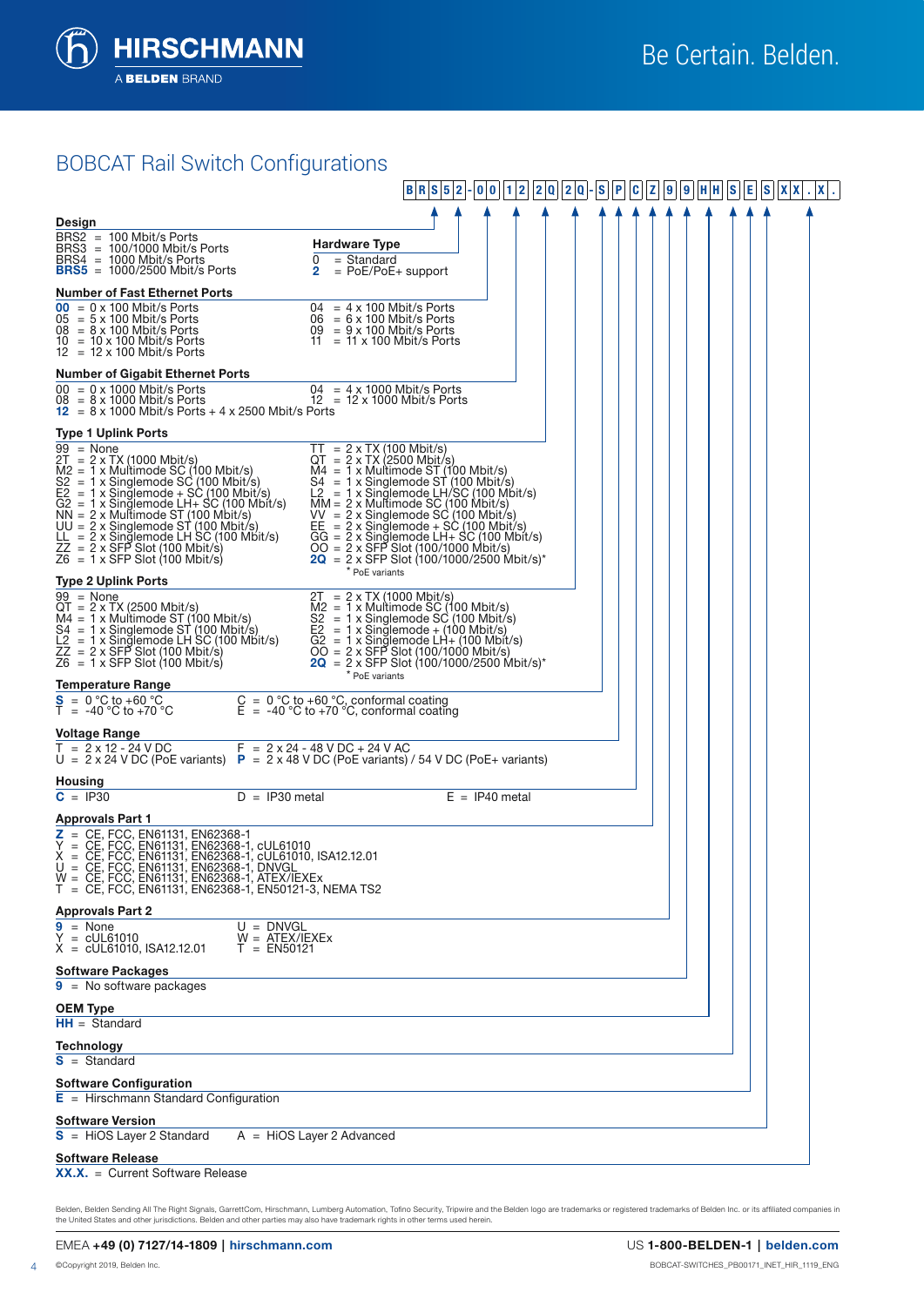## BOBCAT Rail Switch Configurations

**B R S 5 2 - 0 0 1 2 2 Q 2 Q - S P C Z 9 9 H H S E S XX . X .**

### Design

BRS2 = 100 Mbit/s Ports
BRS3 = 100/1000 Mbit/s Ports
BRS4 = 1000 Mbit/s Ports
**BRS5** = 1000/2500 Mbit/s Ports

### Hardware Type

0 = Standard
**2** = PoE/PoE+ support

### Number of Fast Ethernet Ports

**00** = 0 x 100 Mbit/s Ports
05 = 5 x 100 Mbit/s Ports
08 = 8 x 100 Mbit/s Ports
10 = 10 x 100 Mbit/s Ports
12 = 12 x 100 Mbit/s Ports
04 = 4 x 100 Mbit/s Ports
06 = 6 x 100 Mbit/s Ports
09 = 9 x 100 Mbit/s Ports
11 = 11 x 100 Mbit/s Ports

### Number of Gigabit Ethernet Ports

00 = 0 x 1000 Mbit/s Ports
08 = 8 x 1000 Mbit/s Ports
**12** = 8 x 1000 Mbit/s Ports + 4 x 2500 Mbit/s Ports
04 = 4 x 1000 Mbit/s Ports
12 = 12 x 1000 Mbit/s Ports

### Type 1 Uplink Ports

99 = None
2T = 2 x TX (1000 Mbit/s)
M2 = 1 x Multimode SC (100 Mbit/s)
S2 = 1 x Singlemode SC (100 Mbit/s)
E2 = 1 x Singlemode + SC (100 Mbit/s)
G2 = 1 x Singlemode LH+ SC (100 Mbit/s)
NN = 2 x Multimode ST (100 Mbit/s)
UU = 2 x Singlemode ST (100 Mbit/s)
LL = 2 x Singlemode LH SC (100 Mbit/s)
ZZ = 2 x SFP Slot (100 Mbit/s)
Z6 = 1 x SFP Slot (100 Mbit/s)
TT = 2 x TX (100 Mbit/s)
QT = 2 x TX (2500 Mbit/s)
M4 = 1 x Multimode ST (100 Mbit/s)
S4 = 1 x Singlemode ST (100 Mbit/s)
L2 = 1 x Singlemode LH/SC (100 Mbit/s)
MM = 2 x Multimode SC (100 Mbit/s)
VV = 2 x Singlemode SC (100 Mbit/s)
EE = 2 x Singlemode + SC (100 Mbit/s)
GG = 2 x Singlemode LH+ SC (100 Mbit/s)
OO = 2 x SFP Slot (100/1000 Mbit/s)
**2Q** = 2 x SFP Slot (100/1000/2500 Mbit/s)*

\* PoE variants

### Type 2 Uplink Ports

99 = None
QT = 2 x TX (2500 Mbit/s)
M4 = 1 x Multimode ST (100 Mbit/s)
S4 = 1 x Singlemode ST (100 Mbit/s)
L2 = 1 x Singlemode LH SC (100 Mbit/s)
ZZ = 2 x SFP Slot (100 Mbit/s)
Z6 = 1 x SFP Slot (100 Mbit/s)
2T = 2 x TX (1000 Mbit/s)
M2 = 1 x Multimode SC (100 Mbit/s)
S2 = 1 x Singlemode SC (100 Mbit/s)
E2 = 1 x Singlemode + (100 Mbit/s)
G2 = 1 x Singlemode LH+ (100 Mbit/s)
OO = 2 x SFP Slot (100/1000 Mbit/s)
**2Q** = 2 x SFP Slot (100/1000/2500 Mbit/s)*

\* PoE variants

### Temperature Range

**S** = 0 °C to +60 °C
T = -40 °C to +70 °C
C = 0 °C to +60 °C, conformal coating
E = -40 °C to +70 °C, conformal coating

### Voltage Range

T = 2 x 12 - 24 V DC
U = 2 x 24 V DC (PoE variants)
F = 2 x 24 - 48 V DC + 24 V AC
**P** = 2 x 48 V DC (PoE variants) / 54 V DC (PoE+ variants)

### Housing

**C** = IP30
D = IP30 metal
E = IP40 metal

### Approvals Part 1

**Z** = CE, FCC, EN61131, EN62368-1
Y = CE, FCC, EN61131, EN62368-1, cUL61010
X = CE, FCC, EN61131, EN62368-1, cUL61010, ISA12.12.01
U = CE, FCC, EN61131, EN62368-1, DNVGL
W = CE, FCC, EN61131, EN62368-1, ATEX/IEXEx
T = CE, FCC, EN61131, EN62368-1, EN50121-3, NEMA TS2

### Approvals Part 2

**9** = None
Y = cUL61010
X = cUL61010, ISA12.12.01
U = DNVGL
W = ATEX/IEXEx
T = EN50121

### Software Packages

**9** = No software packages

### OEM Type

**HH** = Standard

### Technology

**S** = Standard

### Software Configuration

**E** = Hirschmann Standard Configuration

### Software Version

**S** = HiOS Layer 2 Standard
A = HiOS Layer 2 Advanced

### Software Release

**XX.X.** = Current Software Release

Belden, Belden Sending All The Right Signals, GarrettCom, Hirschmann, Lumberg Automation, Tofino Security, Tripwire and the Belden logo are trademarks or registered trademarks of Belden Inc. or its affiliated companies in the United States and other jurisdictions. Belden and other parties may also have trademark rights in other terms used herein.

EMEA **+49 (0) 7127/14-1809** | **hirschmann.com**
US **1-800-BELDEN-1** | **belden.com**

©Copyright 2019, Belden Inc.
BOBCAT-SWITCHES_PB00171_INET_HIR_1119_ENG